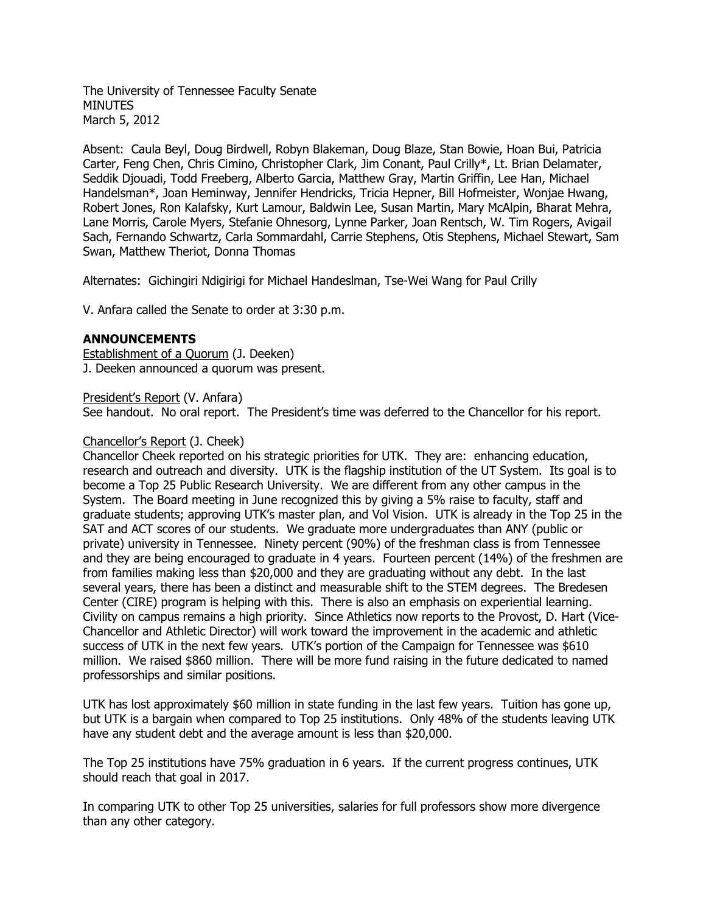The University of Tennessee Faculty Senate
MINUTES
March 5, 2012

Absent: Caula Beyl, Doug Birdwell, Robyn Blakeman, Doug Blaze, Stan Bowie, Hoan Bui, Patricia Carter, Feng Chen, Chris Cimino, Christopher Clark, Jim Conant, Paul Crilly*, Lt. Brian Delamater, Seddik Djouadi, Todd Freeberg, Alberto Garcia, Matthew Gray, Martin Griffin, Lee Han, Michael Handelsman*, Joan Heminway, Jennifer Hendricks, Tricia Hepner, Bill Hofmeister, Wonjae Hwang, Robert Jones, Ron Kalafsky, Kurt Lamour, Baldwin Lee, Susan Martin, Mary McAlpin, Bharat Mehra, Lane Morris, Carole Myers, Stefanie Ohnesorg, Lynne Parker, Joan Rentsch, W. Tim Rogers, Avigail Sach, Fernando Schwartz, Carla Sommardahl, Carrie Stephens, Otis Stephens, Michael Stewart, Sam Swan, Matthew Theriot, Donna Thomas

Alternates: Gichingiri Ndigirigi for Michael Handeslman, Tse-Wei Wang for Paul Crilly

V. Anfara called the Senate to order at 3:30 p.m.

**ANNOUNCEMENTS**

Establishment of a Quorum (J. Deeken)
J. Deeken announced a quorum was present.

President's Report (V. Anfara)
See handout. No oral report. The President's time was deferred to the Chancellor for his report.

Chancellor's Report (J. Cheek)
Chancellor Cheek reported on his strategic priorities for UTK. They are: enhancing education, research and outreach and diversity. UTK is the flagship institution of the UT System. Its goal is to become a Top 25 Public Research University. We are different from any other campus in the System. The Board meeting in June recognized this by giving a 5% raise to faculty, staff and graduate students; approving UTK's master plan, and Vol Vision. UTK is already in the Top 25 in the SAT and ACT scores of our students. We graduate more undergraduates than ANY (public or private) university in Tennessee. Ninety percent (90%) of the freshman class is from Tennessee and they are being encouraged to graduate in 4 years. Fourteen percent (14%) of the freshmen are from families making less than $20,000 and they are graduating without any debt. In the last several years, there has been a distinct and measurable shift to the STEM degrees. The Bredesen Center (CIRE) program is helping with this. There is also an emphasis on experiential learning. Civility on campus remains a high priority. Since Athletics now reports to the Provost, D. Hart (Vice-Chancellor and Athletic Director) will work toward the improvement in the academic and athletic success of UTK in the next few years. UTK's portion of the Campaign for Tennessee was $610 million. We raised $860 million. There will be more fund raising in the future dedicated to named professorships and similar positions.

UTK has lost approximately $60 million in state funding in the last few years. Tuition has gone up, but UTK is a bargain when compared to Top 25 institutions. Only 48% of the students leaving UTK have any student debt and the average amount is less than $20,000.

The Top 25 institutions have 75% graduation in 6 years. If the current progress continues, UTK should reach that goal in 2017.

In comparing UTK to other Top 25 universities, salaries for full professors show more divergence than any other category.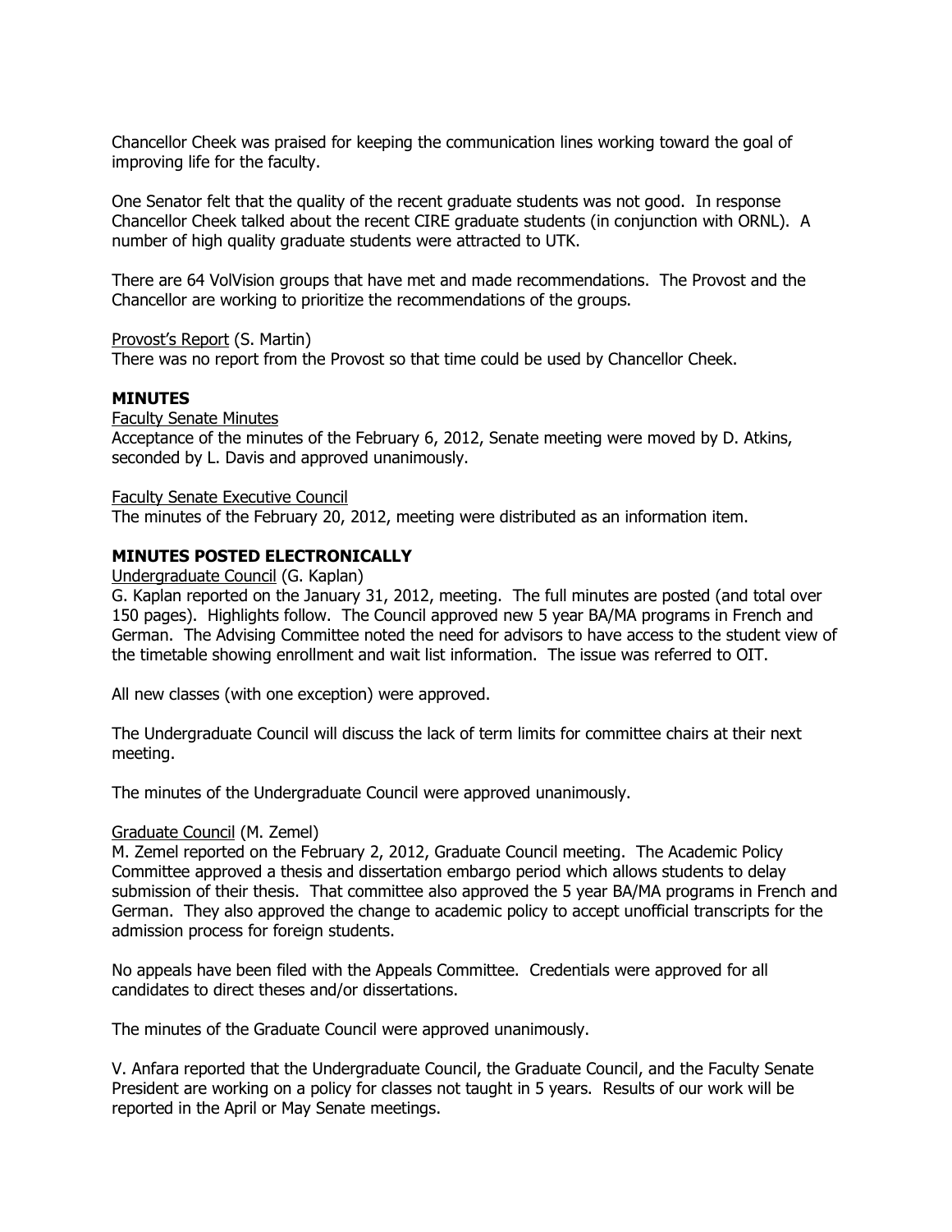Chancellor Cheek was praised for keeping the communication lines working toward the goal of improving life for the faculty.

One Senator felt that the quality of the recent graduate students was not good. In response Chancellor Cheek talked about the recent CIRE graduate students (in conjunction with ORNL). A number of high quality graduate students were attracted to UTK.

There are 64 VolVision groups that have met and made recommendations. The Provost and the Chancellor are working to prioritize the recommendations of the groups.

Provost's Report (S. Martin)
There was no report from the Provost so that time could be used by Chancellor Cheek.

## MINUTES

Faculty Senate Minutes
Acceptance of the minutes of the February 6, 2012, Senate meeting were moved by D. Atkins, seconded by L. Davis and approved unanimously.

Faculty Senate Executive Council
The minutes of the February 20, 2012, meeting were distributed as an information item.

## MINUTES POSTED ELECTRONICALLY

Undergraduate Council (G. Kaplan)
G. Kaplan reported on the January 31, 2012, meeting. The full minutes are posted (and total over 150 pages). Highlights follow. The Council approved new 5 year BA/MA programs in French and German. The Advising Committee noted the need for advisors to have access to the student view of the timetable showing enrollment and wait list information. The issue was referred to OIT.

All new classes (with one exception) were approved.

The Undergraduate Council will discuss the lack of term limits for committee chairs at their next meeting.

The minutes of the Undergraduate Council were approved unanimously.

Graduate Council (M. Zemel)
M. Zemel reported on the February 2, 2012, Graduate Council meeting. The Academic Policy Committee approved a thesis and dissertation embargo period which allows students to delay submission of their thesis. That committee also approved the 5 year BA/MA programs in French and German. They also approved the change to academic policy to accept unofficial transcripts for the admission process for foreign students.

No appeals have been filed with the Appeals Committee. Credentials were approved for all candidates to direct theses and/or dissertations.

The minutes of the Graduate Council were approved unanimously.

V. Anfara reported that the Undergraduate Council, the Graduate Council, and the Faculty Senate President are working on a policy for classes not taught in 5 years. Results of our work will be reported in the April or May Senate meetings.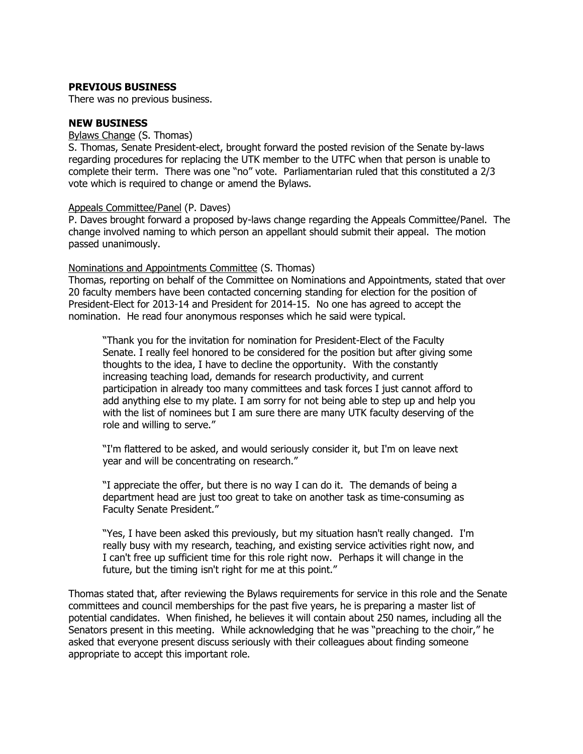**PREVIOUS BUSINESS**

There was no previous business.

**NEW BUSINESS**

Bylaws Change (S. Thomas)

S. Thomas, Senate President-elect, brought forward the posted revision of the Senate by-laws regarding procedures for replacing the UTK member to the UTFC when that person is unable to complete their term. There was one "no" vote. Parliamentarian ruled that this constituted a 2/3 vote which is required to change or amend the Bylaws.

Appeals Committee/Panel (P. Daves)

P. Daves brought forward a proposed by-laws change regarding the Appeals Committee/Panel. The change involved naming to which person an appellant should submit their appeal. The motion passed unanimously.

Nominations and Appointments Committee (S. Thomas)

Thomas, reporting on behalf of the Committee on Nominations and Appointments, stated that over 20 faculty members have been contacted concerning standing for election for the position of President-Elect for 2013-14 and President for 2014-15. No one has agreed to accept the nomination. He read four anonymous responses which he said were typical.

> "Thank you for the invitation for nomination for President-Elect of the Faculty Senate. I really feel honored to be considered for the position but after giving some thoughts to the idea, I have to decline the opportunity. With the constantly increasing teaching load, demands for research productivity, and current participation in already too many committees and task forces I just cannot afford to add anything else to my plate. I am sorry for not being able to step up and help you with the list of nominees but I am sure there are many UTK faculty deserving of the role and willing to serve."

> "I'm flattered to be asked, and would seriously consider it, but I'm on leave next year and will be concentrating on research."

> "I appreciate the offer, but there is no way I can do it. The demands of being a department head are just too great to take on another task as time-consuming as Faculty Senate President."

> "Yes, I have been asked this previously, but my situation hasn't really changed. I'm really busy with my research, teaching, and existing service activities right now, and I can't free up sufficient time for this role right now. Perhaps it will change in the future, but the timing isn't right for me at this point."

Thomas stated that, after reviewing the Bylaws requirements for service in this role and the Senate committees and council memberships for the past five years, he is preparing a master list of potential candidates. When finished, he believes it will contain about 250 names, including all the Senators present in this meeting. While acknowledging that he was "preaching to the choir," he asked that everyone present discuss seriously with their colleagues about finding someone appropriate to accept this important role.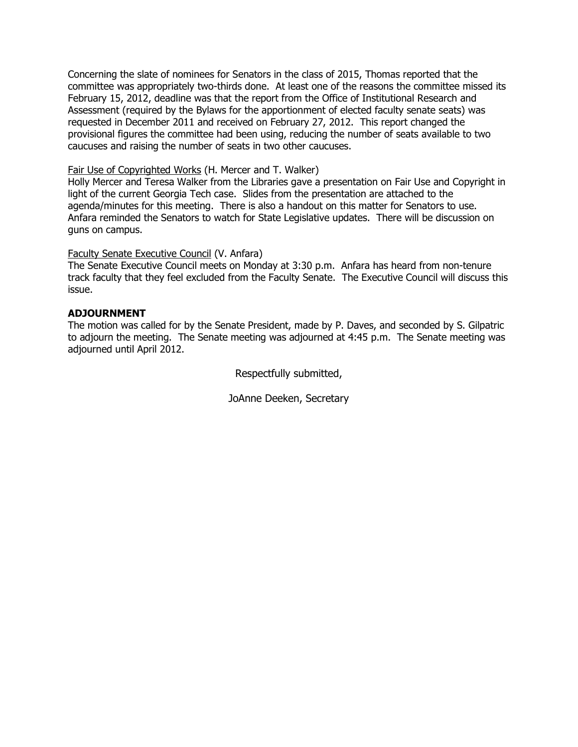Concerning the slate of nominees for Senators in the class of 2015, Thomas reported that the committee was appropriately two-thirds done. At least one of the reasons the committee missed its February 15, 2012, deadline was that the report from the Office of Institutional Research and Assessment (required by the Bylaws for the apportionment of elected faculty senate seats) was requested in December 2011 and received on February 27, 2012. This report changed the provisional figures the committee had been using, reducing the number of seats available to two caucuses and raising the number of seats in two other caucuses.

<u>Fair Use of Copyrighted Works</u> (H. Mercer and T. Walker)
Holly Mercer and Teresa Walker from the Libraries gave a presentation on Fair Use and Copyright in light of the current Georgia Tech case. Slides from the presentation are attached to the agenda/minutes for this meeting. There is also a handout on this matter for Senators to use. Anfara reminded the Senators to watch for State Legislative updates. There will be discussion on guns on campus.

<u>Faculty Senate Executive Council</u> (V. Anfara)
The Senate Executive Council meets on Monday at 3:30 p.m. Anfara has heard from non-tenure track faculty that they feel excluded from the Faculty Senate. The Executive Council will discuss this issue.

**ADJOURNMENT**

The motion was called for by the Senate President, made by P. Daves, and seconded by S. Gilpatric to adjourn the meeting. The Senate meeting was adjourned at 4:45 p.m. The Senate meeting was adjourned until April 2012.

Respectfully submitted,

JoAnne Deeken, Secretary